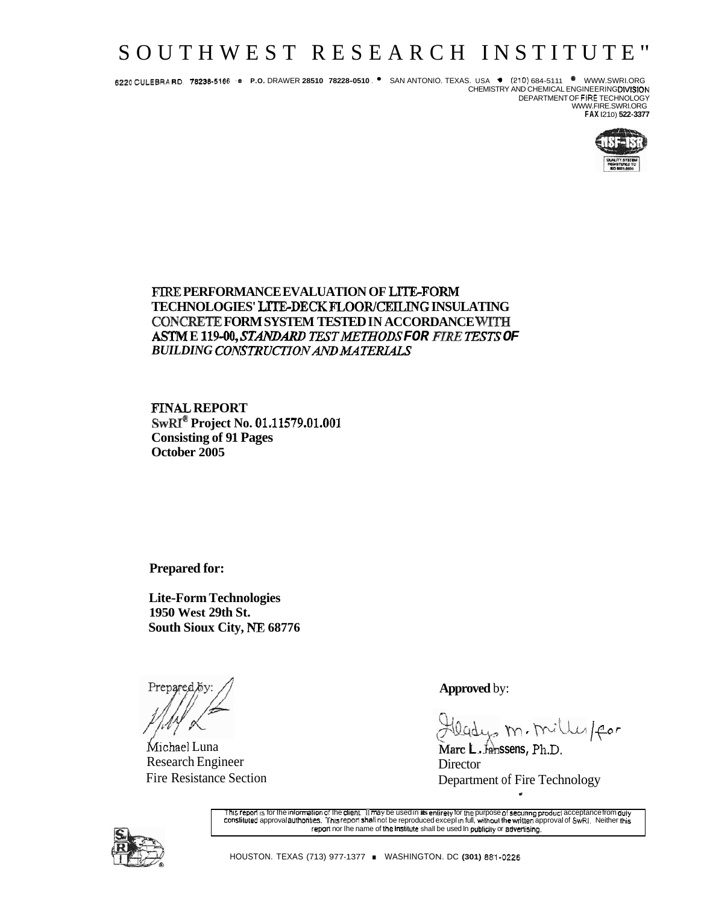# SOUTHWEST RESEARCH INSTITUTE®

6220 CULEBRA RD. 78238-5166 • P.O. DRAWER 28510 78228-0510 • SAN ANTONIO, TEXAS, USA • (210) 684-5111 • WWW.SWRI.ORG
CHEMISTRY AND CHEMICAL ENGINEERING DIVISION
DEPARTMENT OF FIRE TECHNOLOGY
WWW.FIRE.SWRI.ORG
FAX (210) 522-3377

## FIRE PERFORMANCE EVALUATION OF LITE-FORM TECHNOLOGIES' LITE-DECK FLOOR/CEILING INSULATING CONCRETE FORM SYSTEM TESTED IN ACCORDANCE WITH ASTM E 119-00, *STANDARD TEST METHODS FOR FIRE TESTS OF BUILDING CONSTRUCTION AND MATERIALS*

**FINAL REPORT**
**SwRI® Project No. 01.11579.01.001**
**Consisting of 91 Pages**
**October 2005**

**Prepared for:**

**Lite-Form Technologies**
**1950 West 29th St.**
**South Sioux City, NE 68776**

Prepared by:

Michael Luna
Research Engineer
Fire Resistance Section

**Approved** by:

Gladys M. Miller / for
Marc L. Janssens, Ph.D.
Director
Department of Fire Technology

This report is for the information of the client. It may be used in its entirety for the purpose of securing product acceptance from duly constituted approval authorities. This report shall not be reproduced except in full, without the written approval of SwRI. Neither this report nor the name of the Institute shall be used in publicity or advertising.

HOUSTON, TEXAS (713) 977-1377 ■ WASHINGTON, DC (301) 881-0226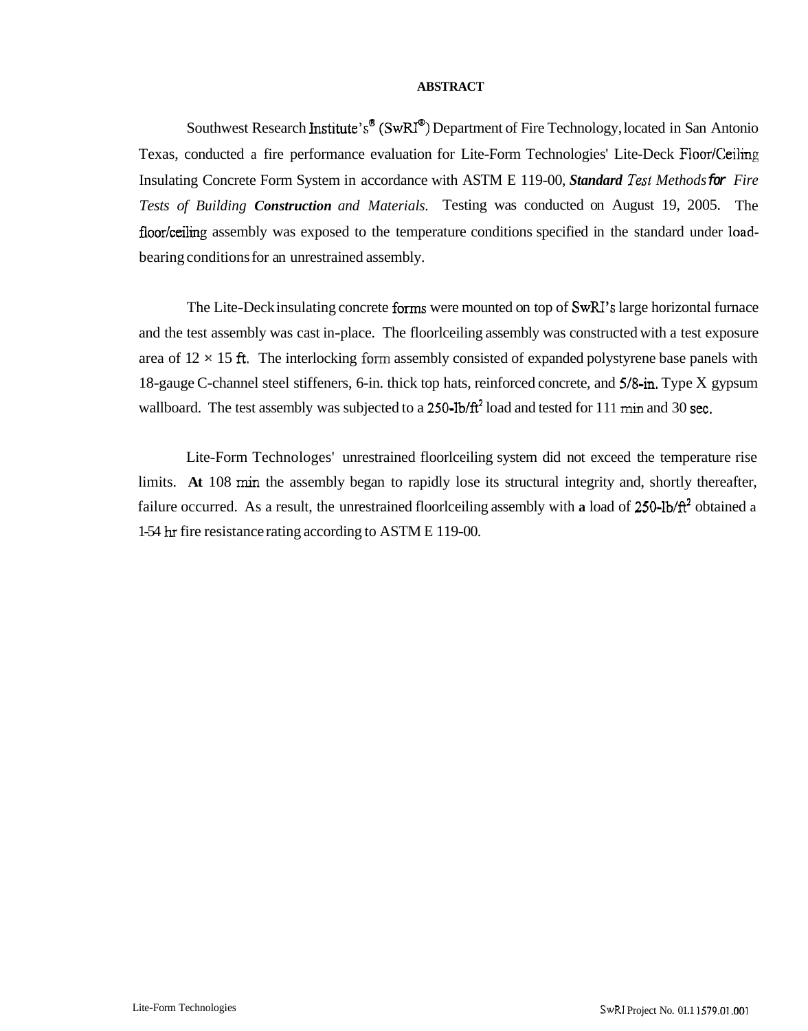**ABSTRACT**

Southwest Research Institute's® (SwRI®) Department of Fire Technology, located in San Antonio Texas, conducted a fire performance evaluation for Lite-Form Technologies' Lite-Deck Floor/Ceiling Insulating Concrete Form System in accordance with ASTM E 119-00, ***Standard Test Methods for*** *Fire Tests of Building* ***Construction*** *and Materials.* Testing was conducted on August 19, 2005. The floor/ceiling assembly was exposed to the temperature conditions specified in the standard under load-bearing conditions for an unrestrained assembly.

The Lite-Deck insulating concrete forms were mounted on top of SwRI's large horizontal furnace and the test assembly was cast in-place. The floorlceiling assembly was constructed with a test exposure area of 12 × 15 ft. The interlocking form assembly consisted of expanded polystyrene base panels with 18-gauge C-channel steel stiffeners, 6-in. thick top hats, reinforced concrete, and 5/8-in. Type X gypsum wallboard. The test assembly was subjected to a 250-lb/ft$^2$ load and tested for 111 min and 30 sec.

Lite-Form Technologes' unrestrained floorlceiling system did not exceed the temperature rise limits. **At** 108 min the assembly began to rapidly lose its structural integrity and, shortly thereafter, failure occurred. As a result, the unrestrained floorlceiling assembly with **a** load of 250-lb/ft$^2$ obtained a 1-54 hr fire resistance rating according to ASTM E 119-00.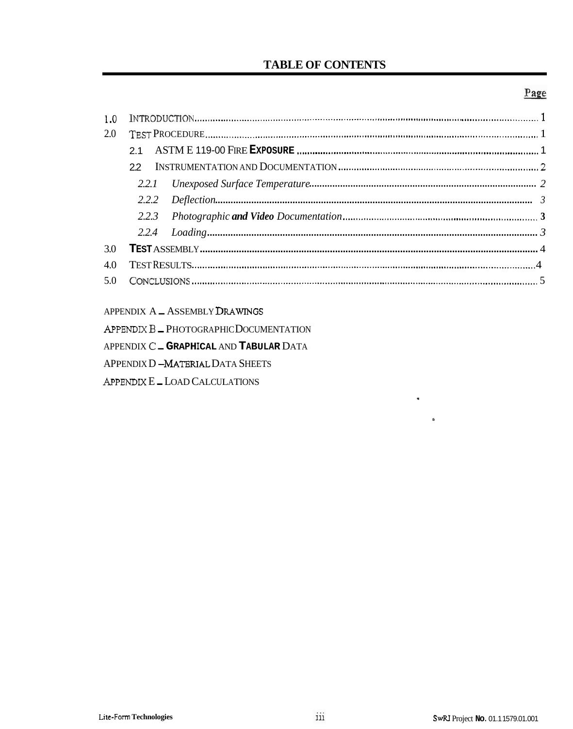## TABLE OF CONTENTS

| | | Page |
|---|---|---|
| 1.0 | INTRODUCTION | 1 |
| 2.0 | TEST PROCEDURE | 1 |
| | 2.1 ASTM E 119-00 FIRE EXPOSURE | 1 |
| | 2.2 INSTRUMENTATION AND DOCUMENTATION | 2 |
| | *2.2.1 Unexposed Surface Temperature* | 2 |
| | *2.2.2 Deflection* | 3 |
| | *2.2.3 Photographic and Video Documentation* | 3 |
| | *2.2.4 Loading* | 3 |
| 3.0 | TEST ASSEMBLY | 4 |
| 4.0 | TEST RESULTS | 4 |
| 5.0 | CONCLUSIONS | 5 |

APPENDIX A – ASSEMBLY DRAWINGS

APPENDIX B – PHOTOGRAPHIC DOCUMENTATION

APPENDIX C – GRAPHICAL AND TABULAR DATA

APPENDIX D – MATERIAL DATA SHEETS

APPENDIX E – LOAD CALCULATIONS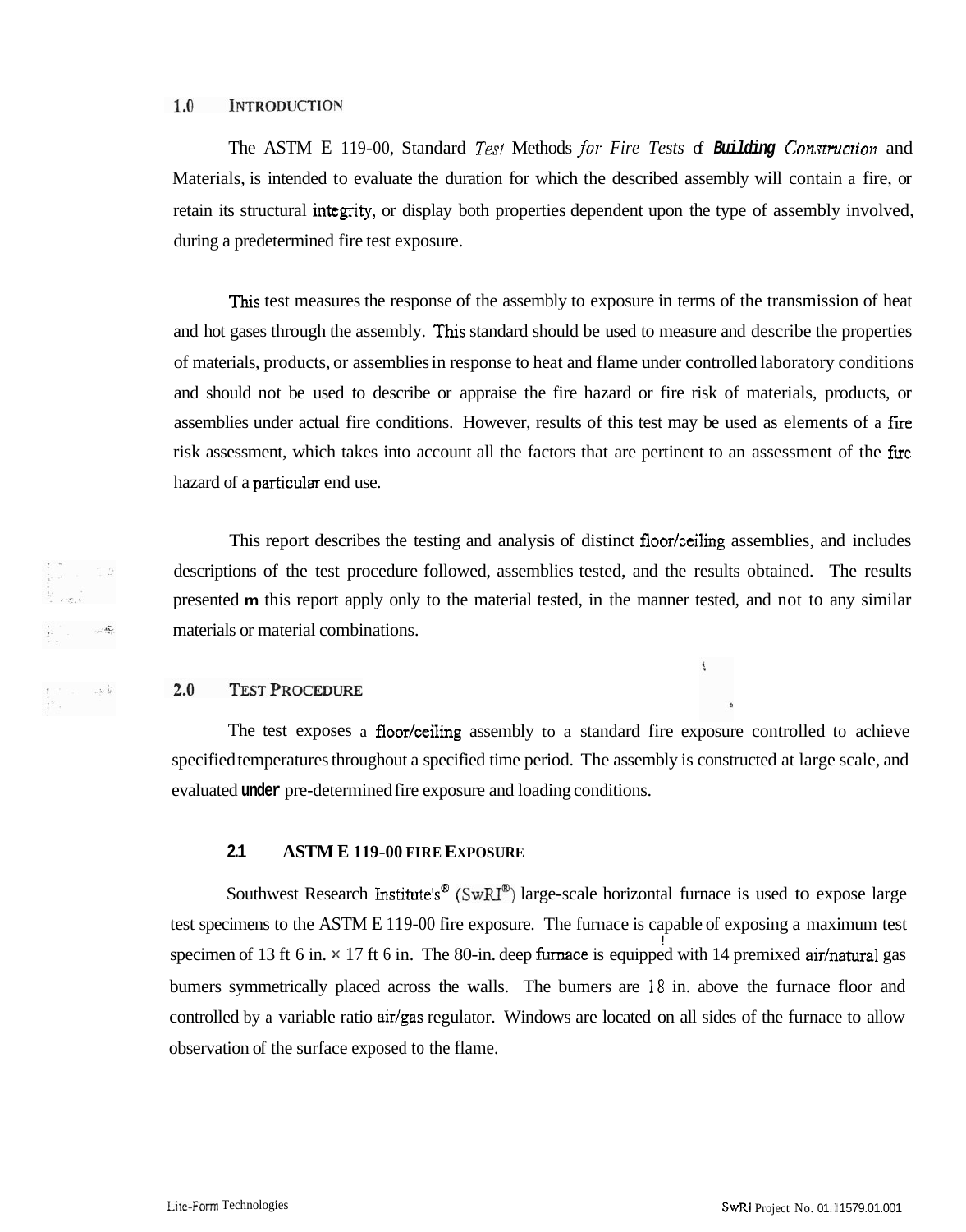## 1.0 INTRODUCTION

The ASTM E 119-00, Standard *Test* Methods *for Fire Tests* of **Building** *Construction* and Materials, is intended to evaluate the duration for which the described assembly will contain a fire, or retain its structural integrity, or display both properties dependent upon the type of assembly involved, during a predetermined fire test exposure.

This test measures the response of the assembly to exposure in terms of the transmission of heat and hot gases through the assembly. This standard should be used to measure and describe the properties of materials, products, or assemblies in response to heat and flame under controlled laboratory conditions and should not be used to describe or appraise the fire hazard or fire risk of materials, products, or assemblies under actual fire conditions. However, results of this test may be used as elements of a fire risk assessment, which takes into account all the factors that are pertinent to an assessment of the fire hazard of a particular end use.

This report describes the testing and analysis of distinct floor/ceiling assemblies, and includes descriptions of the test procedure followed, assemblies tested, and the results obtained. The results presented in this report apply only to the material tested, in the manner tested, and not to any similar materials or material combinations.

## 2.0 TEST PROCEDURE

The test exposes a floor/ceiling assembly to a standard fire exposure controlled to achieve specified temperatures throughout a specified time period. The assembly is constructed at large scale, and evaluated under pre-determined fire exposure and loading conditions.

### 2.1 ASTM E 119-00 FIRE EXPOSURE

Southwest Research Institute's® (SwRI®) large-scale horizontal furnace is used to expose large test specimens to the ASTM E 119-00 fire exposure. The furnace is capable of exposing a maximum test specimen of 13 ft 6 in. × 17 ft 6 in. The 80-in. deep furnace is equipped with 14 premixed air/natural gas burners symmetrically placed across the walls. The burners are 18 in. above the furnace floor and controlled by a variable ratio air/gas regulator. Windows are located on all sides of the furnace to allow observation of the surface exposed to the flame.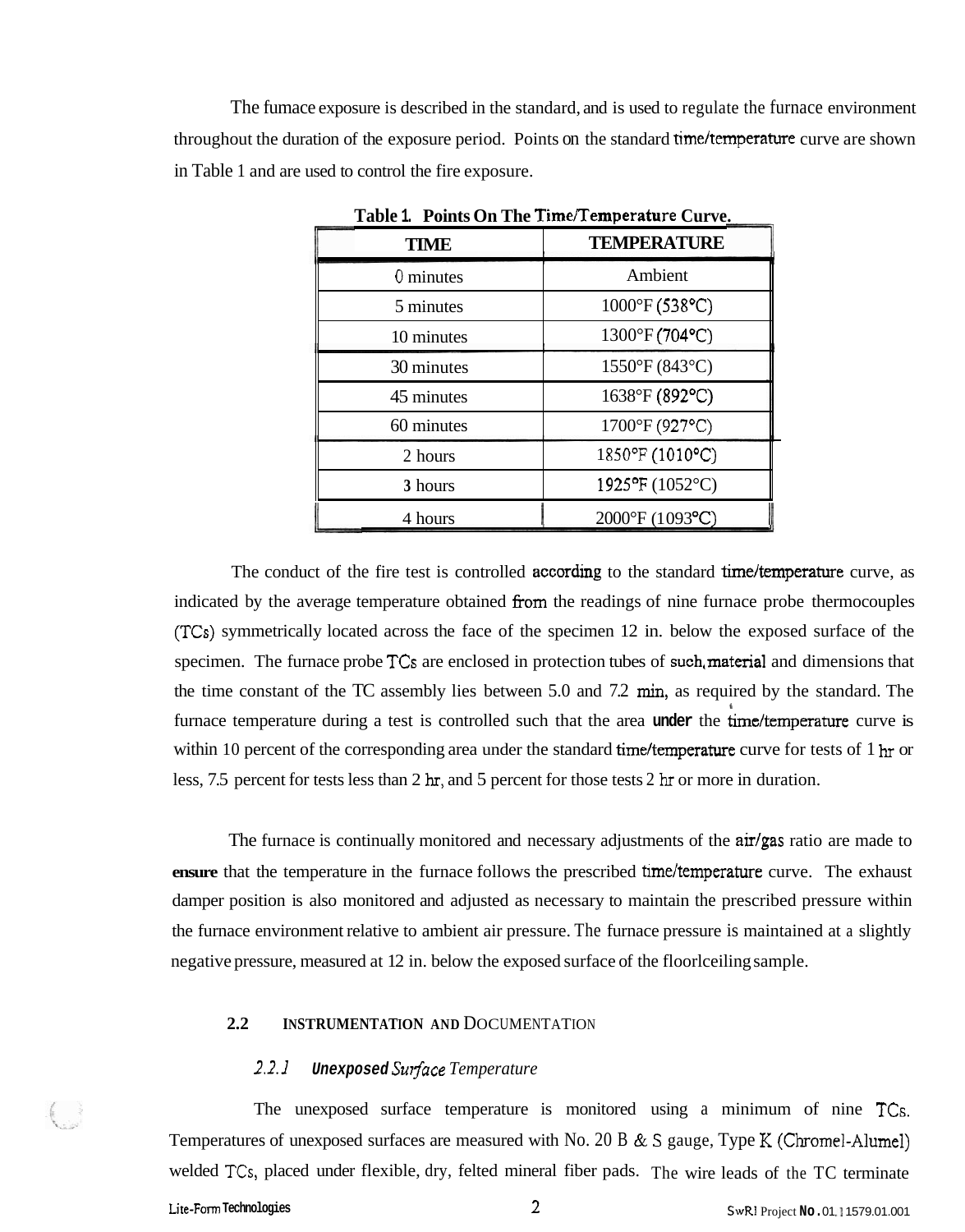The fumace exposure is described in the standard, and is used to regulate the furnace environment throughout the duration of the exposure period. Points on the standard time/temperature curve are shown in Table 1 and are used to control the fire exposure.

**Table 1. Points On The Time/Temperature Curve.**

| TIME | TEMPERATURE |
|---|---|
| 0 minutes | Ambient |
| 5 minutes | 1000°F (538°C) |
| 10 minutes | 1300°F (704°C) |
| 30 minutes | 1550°F (843°C) |
| 45 minutes | 1638°F (892°C) |
| 60 minutes | 1700°F (927°C) |
| 2 hours | 1850°F (1010°C) |
| 3 hours | 1925°F (1052°C) |
| 4 hours | 2000°F (1093°C) |

The conduct of the fire test is controlled according to the standard time/temperature curve, as indicated by the average temperature obtained from the readings of nine furnace probe thermocouples (TCs) symmetrically located across the face of the specimen 12 in. below the exposed surface of the specimen. The furnace probe TCs are enclosed in protection tubes of such material and dimensions that the time constant of the TC assembly lies between 5.0 and 7.2 min, as required by the standard. The furnace temperature during a test is controlled such that the area under the time/temperature curve is within 10 percent of the corresponding area under the standard time/temperature curve for tests of 1 hr or less, 7.5 percent for tests less than 2 hr, and 5 percent for those tests 2 hr or more in duration.

The furnace is continually monitored and necessary adjustments of the air/gas ratio are made to ensure that the temperature in the furnace follows the prescribed time/temperature curve. The exhaust damper position is also monitored and adjusted as necessary to maintain the prescribed pressure within the furnace environment relative to ambient air pressure. The furnace pressure is maintained at a slightly negative pressure, measured at 12 in. below the exposed surface of the floorlceiling sample.

## 2.2 INSTRUMENTATION AND DOCUMENTATION

### *2.2.1 Unexposed Surface Temperature*

The unexposed surface temperature is monitored using a minimum of nine TCs. Temperatures of unexposed surfaces are measured with No. 20 B & S gauge, Type K (Chromel-Alumel) welded TCs, placed under flexible, dry, felted mineral fiber pads. The wire leads of the TC terminate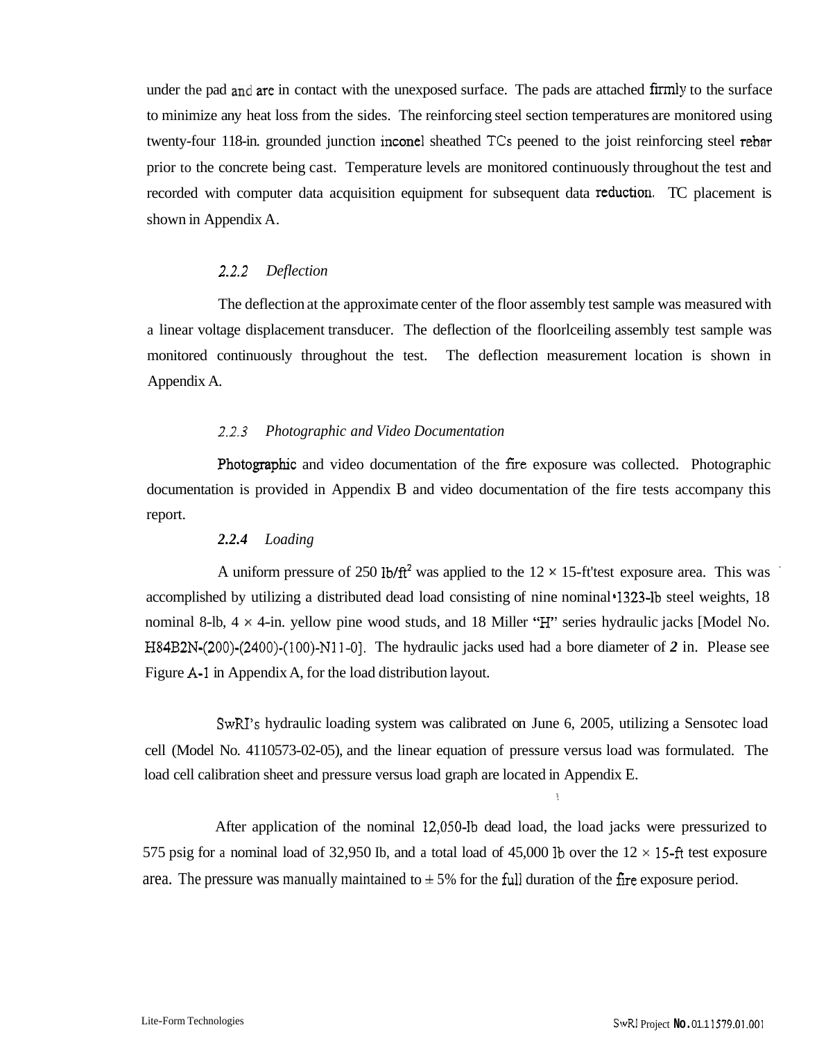under the pad and are in contact with the unexposed surface. The pads are attached firmly to the surface to minimize any heat loss from the sides. The reinforcing steel section temperatures are monitored using twenty-four 118-in. grounded junction inconel sheathed TCs peened to the joist reinforcing steel rebar prior to the concrete being cast. Temperature levels are monitored continuously throughout the test and recorded with computer data acquisition equipment for subsequent data reduction. TC placement is shown in Appendix A.

### *2.2.2 Deflection*

The deflection at the approximate center of the floor assembly test sample was measured with a linear voltage displacement transducer. The deflection of the floorlceiling assembly test sample was monitored continuously throughout the test. The deflection measurement location is shown in Appendix A.

### *2.2.3 Photographic and Video Documentation*

Photographic and video documentation of the fire exposure was collected. Photographic documentation is provided in Appendix B and video documentation of the fire tests accompany this report.

### ***2.2.4*** *Loading*

A uniform pressure of 250 $lb/ft^2$ was applied to the 12 × 15-ft'test exposure area. This was accomplished by utilizing a distributed dead load consisting of nine nominal 1323-lb steel weights, 18 nominal 8-lb, 4 × 4-in. yellow pine wood studs, and 18 Miller "H" series hydraulic jacks [Model No. H84B2N-(200)-(2400)-(100)-N11-0]. The hydraulic jacks used had a bore diameter of ***2*** in. Please see Figure A-1 in Appendix A, for the load distribution layout.

SwRI's hydraulic loading system was calibrated on June 6, 2005, utilizing a Sensotec load cell (Model No. 4110573-02-05), and the linear equation of pressure versus load was formulated. The load cell calibration sheet and pressure versus load graph are located in Appendix E.

After application of the nominal 12,050-lb dead load, the load jacks were pressurized to 575 psig for a nominal load of 32,950 lb, and a total load of 45,000 lb over the 12 × 15-ft test exposure area. The pressure was manually maintained to ± 5% for the full duration of the fire exposure period.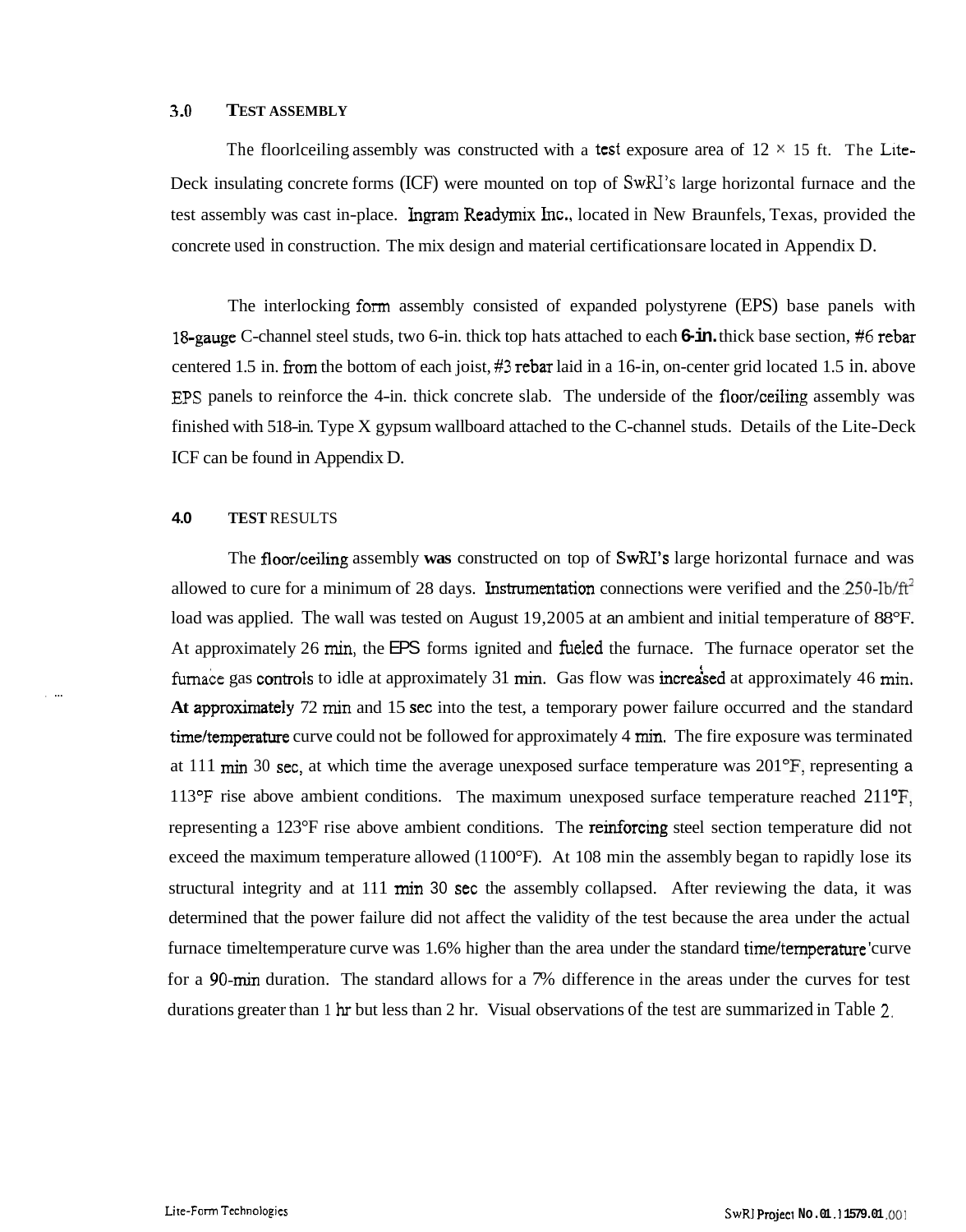## 3.0 TEST ASSEMBLY

The floorlceiling assembly was constructed with a test exposure area of 12 × 15 ft. The Lite-Deck insulating concrete forms (ICF) were mounted on top of SwRI's large horizontal furnace and the test assembly was cast in-place. Ingram Readymix Inc., located in New Braunfels, Texas, provided the concrete used in construction. The mix design and material certifications are located in Appendix D.

The interlocking form assembly consisted of expanded polystyrene (EPS) base panels with 18-gauge C-channel steel studs, two 6-in. thick top hats attached to each 6-in. thick base section, #6 rebar centered 1.5 in. from the bottom of each joist, #3 rebar laid in a 16-in, on-center grid located 1.5 in. above EPS panels to reinforce the 4-in. thick concrete slab. The underside of the floor/ceiling assembly was finished with 518-in. Type X gypsum wallboard attached to the C-channel studs. Details of the Lite-Deck ICF can be found in Appendix D.

## 4.0 TEST RESULTS

The floor/ceiling assembly was constructed on top of SwRI's large horizontal furnace and was allowed to cure for a minimum of 28 days. Instrumentation connections were verified and the 250-lb/ft$^2$ load was applied. The wall was tested on August 19,2005 at an ambient and initial temperature of 88°F. At approximately 26 min, the EPS forms ignited and fueled the furnace. The furnace operator set the furnace gas controls to idle at approximately 31 min. Gas flow was increased at approximately 46 min. At approximately 72 min and 15 sec into the test, a temporary power failure occurred and the standard time/temperature curve could not be followed for approximately 4 min. The fire exposure was terminated at 111 min 30 sec, at which time the average unexposed surface temperature was 201°F, representing a 113°F rise above ambient conditions. The maximum unexposed surface temperature reached 211°F, representing a 123°F rise above ambient conditions. The reinforcing steel section temperature did not exceed the maximum temperature allowed (1100°F). At 108 min the assembly began to rapidly lose its structural integrity and at 111 min 30 sec the assembly collapsed. After reviewing the data, it was determined that the power failure did not affect the validity of the test because the area under the actual furnace timeltemperature curve was 1.6% higher than the area under the standard time/temperature curve for a 90-min duration. The standard allows for a 7% difference in the areas under the curves for test durations greater than 1 hr but less than 2 hr. Visual observations of the test are summarized in Table 2.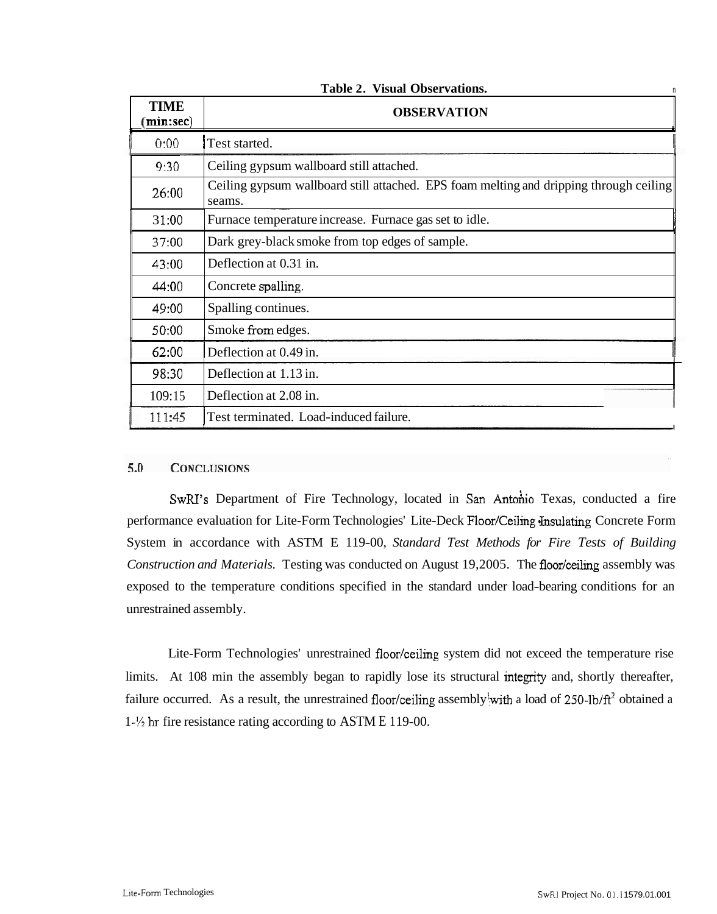**Table 2. Visual Observations.**

| TIME (min:sec) | OBSERVATION |
|---|---|
| 0:00 | Test started. |
| 9:30 | Ceiling gypsum wallboard still attached. |
| 26:00 | Ceiling gypsum wallboard still attached. EPS foam melting and dripping through ceiling seams. |
| 31:00 | Furnace temperature increase. Furnace gas set to idle. |
| 37:00 | Dark grey-black smoke from top edges of sample. |
| 43:00 | Deflection at 0.31 in. |
| 44:00 | Concrete spalling. |
| 49:00 | Spalling continues. |
| 50:00 | Smoke from edges. |
| 62:00 | Deflection at 0.49 in. |
| 98:30 | Deflection at 1.13 in. |
| 109:15 | Deflection at 2.08 in. |
| 111:45 | Test terminated. Load-induced failure. |

## 5.0 CONCLUSIONS

SwRI's Department of Fire Technology, located in San Antonio Texas, conducted a fire performance evaluation for Lite-Form Technologies' Lite-Deck Floor/Ceiling Insulating Concrete Form System in accordance with ASTM E 119-00, *Standard Test Methods for Fire Tests of Building Construction and Materials.* Testing was conducted on August 19,2005. The floor/ceiling assembly was exposed to the temperature conditions specified in the standard under load-bearing conditions for an unrestrained assembly.

Lite-Form Technologies' unrestrained floor/ceiling system did not exceed the temperature rise limits. At 108 min the assembly began to rapidly lose its structural integrity and, shortly thereafter, failure occurred. As a result, the unrestrained floor/ceiling assembly with a load of 250-lb/ft$^2$ obtained a 1-½ hr fire resistance rating according to ASTM E 119-00.